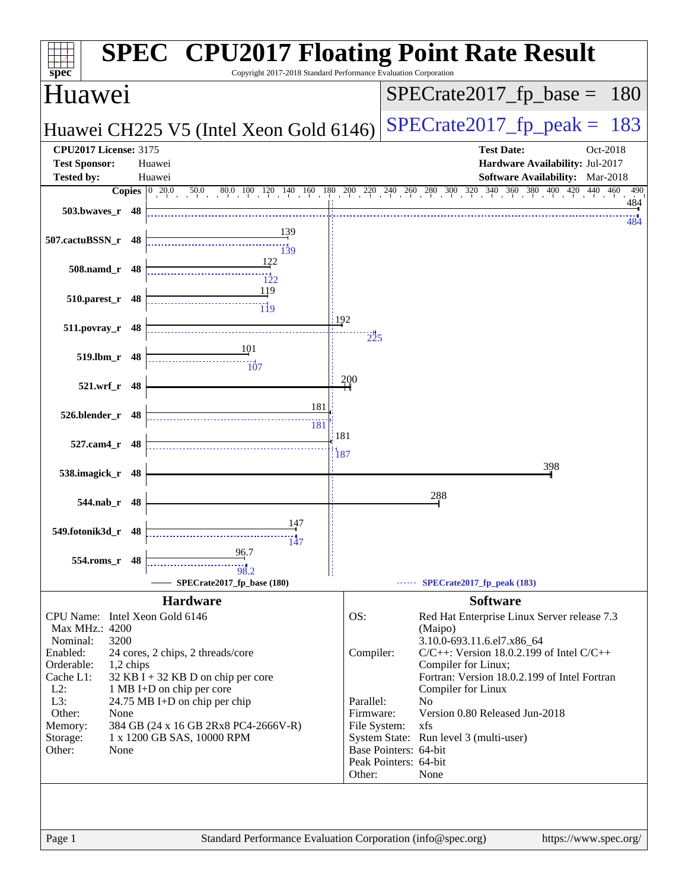# SPEC CPU2017 Floating Point Rate Result

Copyright 2017-2018 Standard Performance Evaluation Corporation

## Huawei

**Huawei CH225 V5 (Intel Xeon Gold 6146)**

SPECrate2017_fp_base = 180

SPECrate2017_fp_peak = 183

| | | | |
|---|---|---|---|
| **CPU2017 License:** | 3175 | **Test Date:** | Oct-2018 |
| **Test Sponsor:** | Huawei | **Hardware Availability:** | Jul-2017 |
| **Tested by:** | Huawei | **Software Availability:** | Mar-2018 |

| Benchmark | Copies | Base | Peak |
|---|---|---|---|
| 503.bwaves_r | 48 | 484 | 484 |
| 507.cactuBSSN_r | 48 | 139 | 139 |
| 508.namd_r | 48 | 122 | 122 |
| 510.parest_r | 48 | 119 | 119 |
| 511.povray_r | 48 | 192 | 225 |
| 519.lbm_r | 48 | 101 | 107 |
| 521.wrf_r | 48 | 200 | |
| 526.blender_r | 48 | 181 | 181 |
| 527.cam4_r | 48 | 181 | 187 |
| 538.imagick_r | 48 | 398 | |
| 544.nab_r | 48 | 288 | |
| 549.fotonik3d_r | 48 | 147 | 147 |
| 554.roms_r | 48 | 96.7 | 98.2 |

SPECrate2017_fp_base (180) — SPECrate2017_fp_peak (183)

### Hardware

| | |
|---|---|
| CPU Name: | Intel Xeon Gold 6146 |
| Max MHz.: | 4200 |
| Nominal: | 3200 |
| Enabled: | 24 cores, 2 chips, 2 threads/core |
| Orderable: | 1,2 chips |
| Cache L1: | 32 KB I + 32 KB D on chip per core |
| L2: | 1 MB I+D on chip per core |
| L3: | 24.75 MB I+D on chip per chip |
| Other: | None |
| Memory: | 384 GB (24 x 16 GB 2Rx8 PC4-2666V-R) |
| Storage: | 1 x 1200 GB SAS, 10000 RPM |
| Other: | None |

### Software

| | |
|---|---|
| OS: | Red Hat Enterprise Linux Server release 7.3 (Maipo) 3.10.0-693.11.6.el7.x86_64 |
| Compiler: | C/C++: Version 18.0.2.199 of Intel C/C++ Compiler for Linux; Fortran: Version 18.0.2.199 of Intel Fortran Compiler for Linux |
| Parallel: | No |
| Firmware: | Version 0.80 Released Jun-2018 |
| File System: | xfs |
| System State: | Run level 3 (multi-user) |
| Base Pointers: | 64-bit |
| Peak Pointers: | 64-bit |
| Other: | None |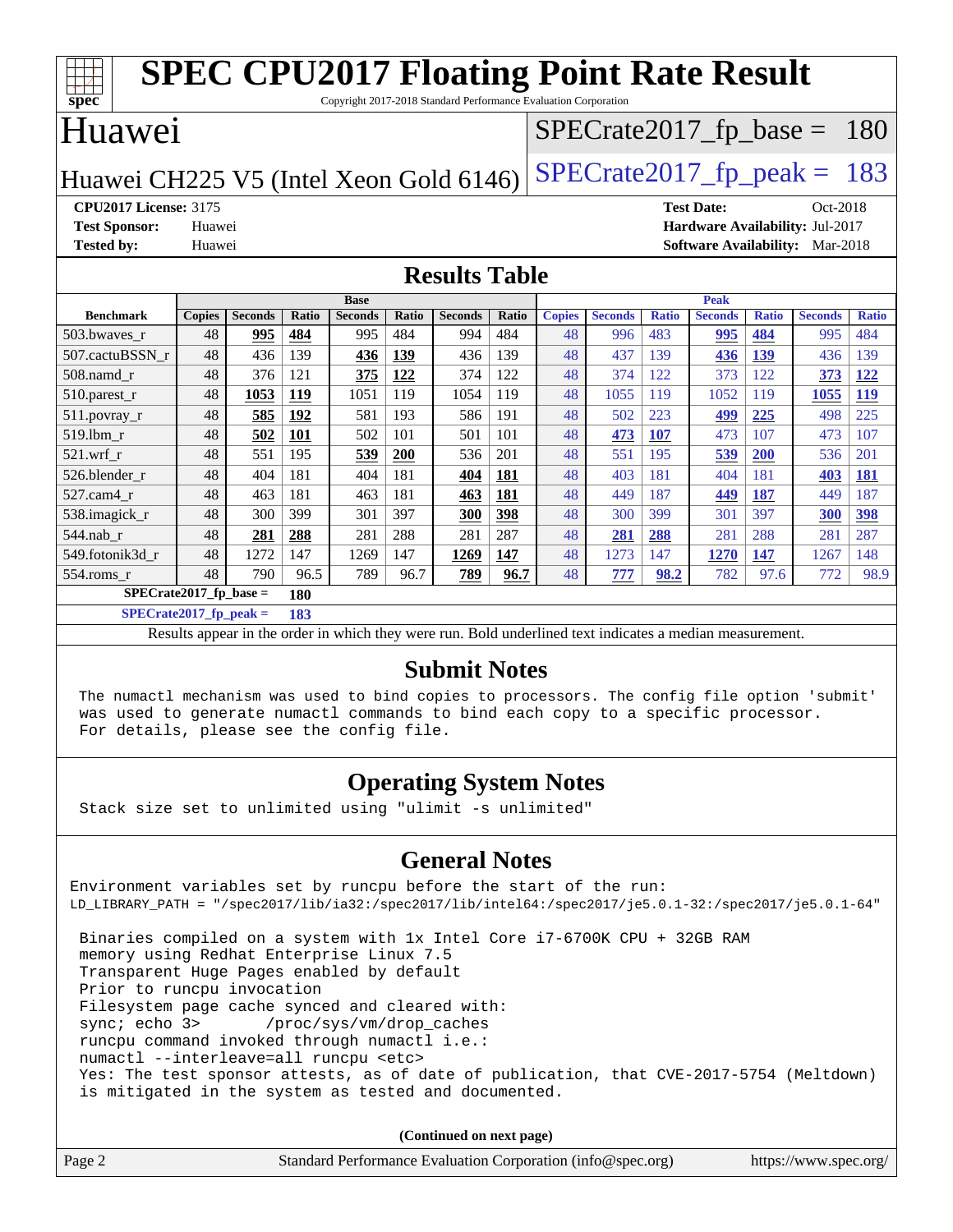# SPEC CPU2017 Floating Point Rate Result

Copyright 2017-2018 Standard Performance Evaluation Corporation

## Huawei

Huawei CH225 V5 (Intel Xeon Gold 6146)

SPECrate2017_fp_base = 180

SPECrate2017_fp_peak = 183

**CPU2017 License:** 3175
**Test Sponsor:** Huawei
**Tested by:** Huawei

**Test Date:** Oct-2018
**Hardware Availability:** Jul-2017
**Software Availability:** Mar-2018

## Results Table

| Benchmark | Base | | | | | | | Peak | | | | | | |
|---|---|---|---|---|---|---|---|---|---|---|---|---|---|---|
| | Copies | Seconds | Ratio | Seconds | Ratio | Seconds | Ratio | Copies | Seconds | Ratio | Seconds | Ratio | Seconds | Ratio |
| 503.bwaves_r | 48 | **995** | **484** | 995 | 484 | 994 | 484 | 48 | 996 | 483 | **995** | **484** | 995 | 484 |
| 507.cactuBSSN_r | 48 | 436 | 139 | **436** | **139** | 436 | 139 | 48 | 437 | 139 | **436** | **139** | 436 | 139 |
| 508.namd_r | 48 | 376 | 121 | **375** | **122** | 374 | 122 | 48 | 374 | 122 | 373 | 122 | **373** | **122** |
| 510.parest_r | 48 | **1053** | **119** | 1051 | 119 | 1054 | 119 | 48 | 1055 | 119 | 1052 | 119 | **1055** | **119** |
| 511.povray_r | 48 | **585** | **192** | 581 | 193 | 586 | 191 | 48 | 502 | 223 | **499** | **225** | 498 | 225 |
| 519.lbm_r | 48 | **502** | **101** | 502 | 101 | 501 | 101 | 48 | **473** | **107** | 473 | 107 | 473 | 107 |
| 521.wrf_r | 48 | 551 | 195 | **539** | **200** | 536 | 201 | 48 | 551 | 195 | **539** | **200** | 536 | 201 |
| 526.blender_r | 48 | 404 | 181 | 404 | 181 | **404** | **181** | 48 | 403 | 181 | 404 | 181 | **403** | **181** |
| 527.cam4_r | 48 | 463 | 181 | 463 | 181 | **463** | **181** | 48 | 449 | 187 | **449** | **187** | 449 | 187 |
| 538.imagick_r | 48 | 300 | 399 | 301 | 397 | **300** | **398** | 48 | 300 | 399 | 301 | 397 | **300** | **398** |
| 544.nab_r | 48 | **281** | **288** | 281 | 288 | 281 | 287 | 48 | **281** | **288** | 281 | 288 | 281 | 287 |
| 549.fotonik3d_r | 48 | 1272 | 147 | 1269 | 147 | **1269** | **147** | 48 | 1273 | 147 | **1270** | **147** | 1267 | 148 |
| 554.roms_r | 48 | 790 | 96.5 | 789 | 96.7 | **789** | **96.7** | 48 | **777** | **98.2** | 782 | 97.6 | 772 | 98.9 |

**SPECrate2017_fp_base = 180**

**SPECrate2017_fp_peak = 183**

Results appear in the order in which they were run. Bold underlined text indicates a median measurement.

## Submit Notes

```
The numactl mechanism was used to bind copies to processors. The config file option 'submit'
was used to generate numactl commands to bind each copy to a specific processor.
For details, please see the config file.
```

## Operating System Notes

```
Stack size set to unlimited using "ulimit -s unlimited"
```

## General Notes

```
Environment variables set by runcpu before the start of the run:
LD_LIBRARY_PATH = "/spec2017/lib/ia32:/spec2017/lib/intel64:/spec2017/je5.0.1-32:/spec2017/je5.0.1-64"

 Binaries compiled on a system with 1x Intel Core i7-6700K CPU + 32GB RAM
 memory using Redhat Enterprise Linux 7.5
 Transparent Huge Pages enabled by default
 Prior to runcpu invocation
 Filesystem page cache synced and cleared with:
 sync; echo 3>       /proc/sys/vm/drop_caches
 runcpu command invoked through numactl i.e.:
 numactl --interleave=all runcpu <etc>
 Yes: The test sponsor attests, as of date of publication, that CVE-2017-5754 (Meltdown)
 is mitigated in the system as tested and documented.
```

(Continued on next page)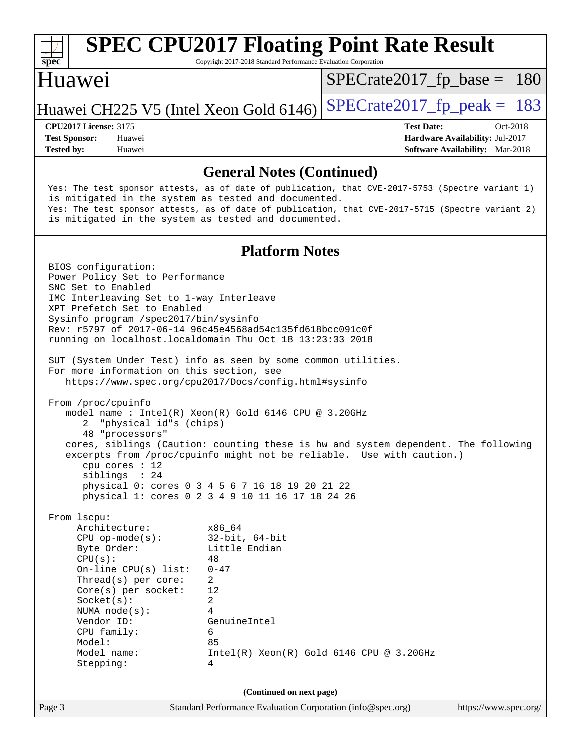## General Notes (Continued)

```
Yes: The test sponsor attests, as of date of publication, that CVE-2017-5753 (Spectre variant 1)
is mitigated in the system as tested and documented.
Yes: The test sponsor attests, as of date of publication, that CVE-2017-5715 (Spectre variant 2)
is mitigated in the system as tested and documented.
```

## Platform Notes

```
BIOS configuration:
Power Policy Set to Performance
SNC Set to Enabled
IMC Interleaving Set to 1-way Interleave
XPT Prefetch Set to Enabled
Sysinfo program /spec2017/bin/sysinfo
Rev: r5797 of 2017-06-14 96c45e4568ad54c135fd618bcc091c0f
running on localhost.localdomain Thu Oct 18 13:23:33 2018

SUT (System Under Test) info as seen by some common utilities.
For more information on this section, see
   https://www.spec.org/cpu2017/Docs/config.html#sysinfo

From /proc/cpuinfo
   model name : Intel(R) Xeon(R) Gold 6146 CPU @ 3.20GHz
      2  "physical id"s (chips)
      48 "processors"
   cores, siblings (Caution: counting these is hw and system dependent. The following
   excerpts from /proc/cpuinfo might not be reliable.  Use with caution.)
      cpu cores : 12
      siblings  : 24
      physical 0: cores 0 3 4 5 6 7 16 18 19 20 21 22
      physical 1: cores 0 2 3 4 9 10 11 16 17 18 24 26

From lscpu:
     Architecture:          x86_64
     CPU op-mode(s):        32-bit, 64-bit
     Byte Order:            Little Endian
     CPU(s):                48
     On-line CPU(s) list:   0-47
     Thread(s) per core:    2
     Core(s) per socket:    12
     Socket(s):             2
     NUMA node(s):          4
     Vendor ID:             GenuineIntel
     CPU family:            6
     Model:                 85
     Model name:            Intel(R) Xeon(R) Gold 6146 CPU @ 3.20GHz
     Stepping:              4
```

(Continued on next page)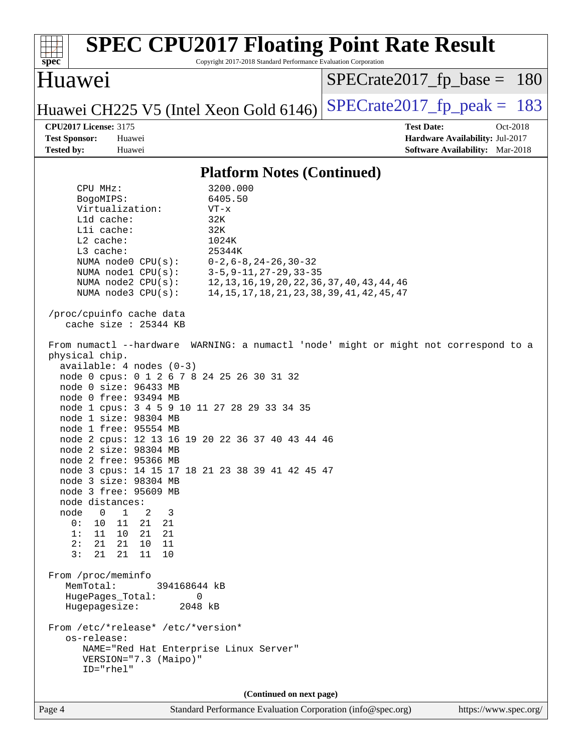# SPEC CPU2017 Floating Point Rate Result

Copyright 2017-2018 Standard Performance Evaluation Corporation

## Huawei

Huawei CH225 V5 (Intel Xeon Gold 6146)

SPECrate2017_fp_base = 180

SPECrate2017_fp_peak = 183

**CPU2017 License:** 3175
**Test Sponsor:** Huawei
**Tested by:** Huawei

**Test Date:** Oct-2018
**Hardware Availability:** Jul-2017
**Software Availability:** Mar-2018

### Platform Notes (Continued)

```
     CPU MHz:               3200.000
     BogoMIPS:              6405.50
     Virtualization:        VT-x
     L1d cache:             32K
     L1i cache:             32K
     L2 cache:              1024K
     L3 cache:              25344K
     NUMA node0 CPU(s):     0-2,6-8,24-26,30-32
     NUMA node1 CPU(s):     3-5,9-11,27-29,33-35
     NUMA node2 CPU(s):     12,13,16,19,20,22,36,37,40,43,44,46
     NUMA node3 CPU(s):     14,15,17,18,21,23,38,39,41,42,45,47

 /proc/cpuinfo cache data
    cache size : 25344 KB

 From numactl --hardware  WARNING: a numactl 'node' might or might not correspond to a
 physical chip.
   available: 4 nodes (0-3)
   node 0 cpus: 0 1 2 6 7 8 24 25 26 30 31 32
   node 0 size: 96433 MB
   node 0 free: 93494 MB
   node 1 cpus: 3 4 5 9 10 11 27 28 29 33 34 35
   node 1 size: 98304 MB
   node 1 free: 95554 MB
   node 2 cpus: 12 13 16 19 20 22 36 37 40 43 44 46
   node 2 size: 98304 MB
   node 2 free: 95366 MB
   node 3 cpus: 14 15 17 18 21 23 38 39 41 42 45 47
   node 3 size: 98304 MB
   node 3 free: 95609 MB
   node distances:
   node   0   1   2   3
     0:  10  11  21  21
     1:  11  10  21  21
     2:  21  21  10  11
     3:  21  21  11  10

 From /proc/meminfo
    MemTotal:       394168644 kB
    HugePages_Total:       0
    Hugepagesize:       2048 kB

 From /etc/*release* /etc/*version*
    os-release:
       NAME="Red Hat Enterprise Linux Server"
       VERSION="7.3 (Maipo)"
       ID="rhel"
```

(Continued on next page)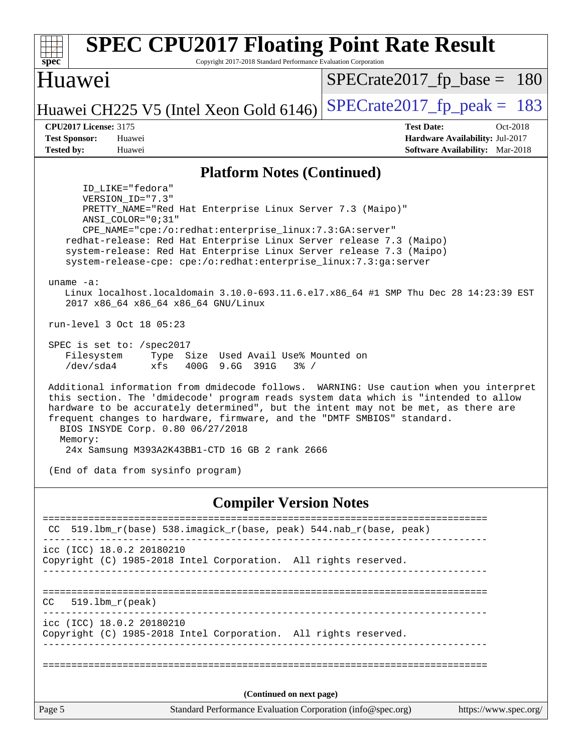# SPEC CPU2017 Floating Point Rate Result

Copyright 2017-2018 Standard Performance Evaluation Corporation

## Huawei

Huawei CH225 V5 (Intel Xeon Gold 6146)

SPECrate2017_fp_base = 180

SPECrate2017_fp_peak = 183

**CPU2017 License:** 3175
**Test Sponsor:** Huawei
**Tested by:** Huawei

**Test Date:** Oct-2018
**Hardware Availability:** Jul-2017
**Software Availability:** Mar-2018

### Platform Notes (Continued)

```
       ID_LIKE="fedora"
       VERSION_ID="7.3"
       PRETTY_NAME="Red Hat Enterprise Linux Server 7.3 (Maipo)"
       ANSI_COLOR="0;31"
       CPE_NAME="cpe:/o:redhat:enterprise_linux:7.3:GA:server"
    redhat-release: Red Hat Enterprise Linux Server release 7.3 (Maipo)
    system-release: Red Hat Enterprise Linux Server release 7.3 (Maipo)
    system-release-cpe: cpe:/o:redhat:enterprise_linux:7.3:ga:server

 uname -a:
    Linux localhost.localdomain 3.10.0-693.11.6.el7.x86_64 #1 SMP Thu Dec 28 14:23:39 EST
    2017 x86_64 x86_64 x86_64 GNU/Linux

 run-level 3 Oct 18 05:23

 SPEC is set to: /spec2017
    Filesystem     Type  Size  Used Avail Use% Mounted on
    /dev/sda4      xfs   400G  9.6G  391G   3% /

 Additional information from dmidecode follows.  WARNING: Use caution when you interpret
 this section. The 'dmidecode' program reads system data which is "intended to allow
 hardware to be accurately determined", but the intent may not be met, as there are
 frequent changes to hardware, firmware, and the "DMTF SMBIOS" standard.
   BIOS INSYDE Corp. 0.80 06/27/2018
   Memory:
    24x Samsung M393A2K43BB1-CTD 16 GB 2 rank 2666

 (End of data from sysinfo program)
```

### Compiler Version Notes

```
==============================================================================
 CC  519.lbm_r(base) 538.imagick_r(base, peak) 544.nab_r(base, peak)
------------------------------------------------------------------------------
icc (ICC) 18.0.2 20180210
Copyright (C) 1985-2018 Intel Corporation.  All rights reserved.
------------------------------------------------------------------------------

==============================================================================
CC   519.lbm_r(peak)
------------------------------------------------------------------------------
icc (ICC) 18.0.2 20180210
Copyright (C) 1985-2018 Intel Corporation.  All rights reserved.
------------------------------------------------------------------------------

==============================================================================
```

(Continued on next page)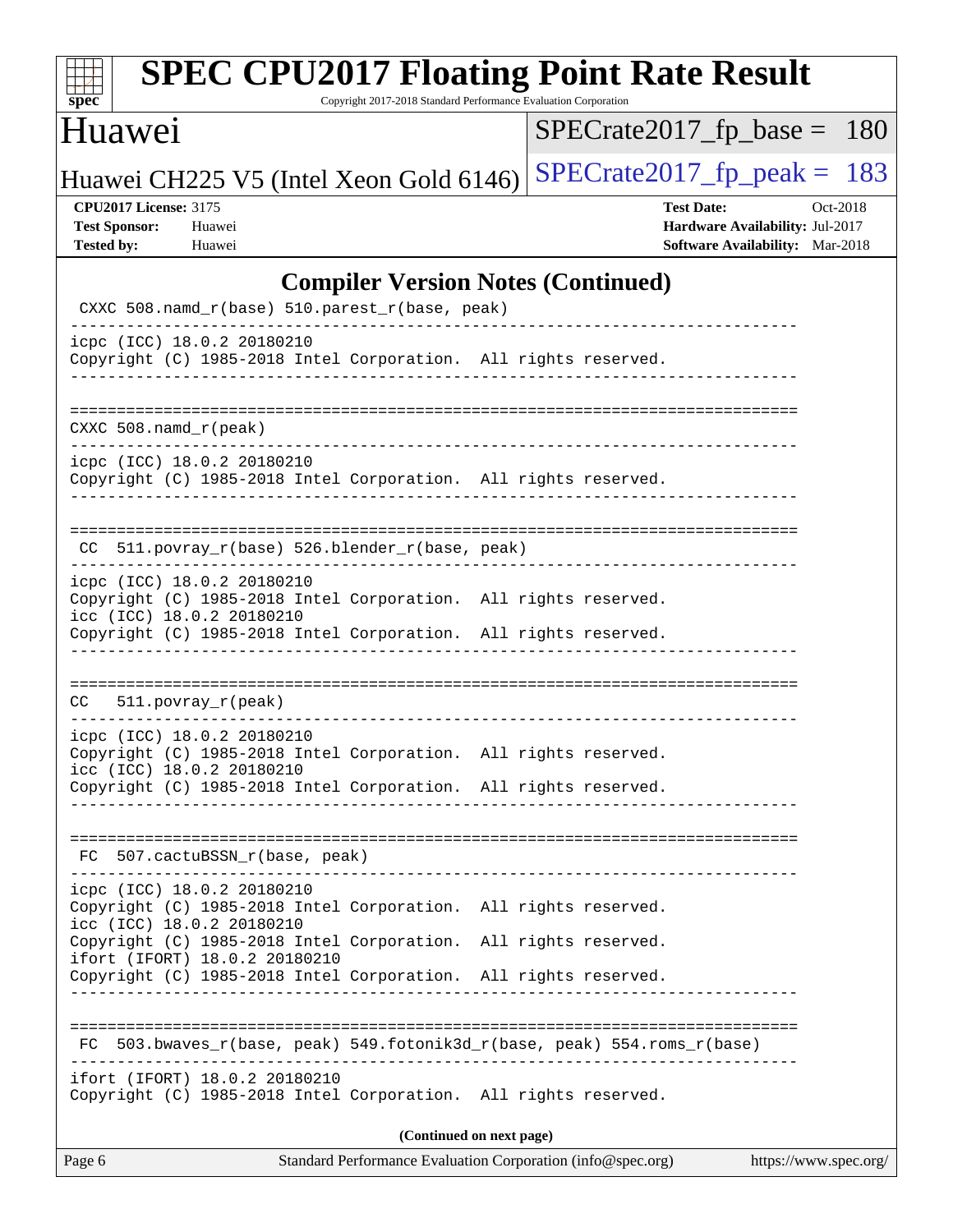## Compiler Version Notes (Continued)

```
 CXXC 508.namd_r(base) 510.parest_r(base, peak)
------------------------------------------------------------------------------
icpc (ICC) 18.0.2 20180210
Copyright (C) 1985-2018 Intel Corporation.  All rights reserved.
------------------------------------------------------------------------------

==============================================================================
CXXC 508.namd_r(peak)
------------------------------------------------------------------------------
icpc (ICC) 18.0.2 20180210
Copyright (C) 1985-2018 Intel Corporation.  All rights reserved.
------------------------------------------------------------------------------

==============================================================================
 CC  511.povray_r(base) 526.blender_r(base, peak)
------------------------------------------------------------------------------
icpc (ICC) 18.0.2 20180210
Copyright (C) 1985-2018 Intel Corporation.  All rights reserved.
icc (ICC) 18.0.2 20180210
Copyright (C) 1985-2018 Intel Corporation.  All rights reserved.
------------------------------------------------------------------------------

==============================================================================
CC   511.povray_r(peak)
------------------------------------------------------------------------------
icpc (ICC) 18.0.2 20180210
Copyright (C) 1985-2018 Intel Corporation.  All rights reserved.
icc (ICC) 18.0.2 20180210
Copyright (C) 1985-2018 Intel Corporation.  All rights reserved.
------------------------------------------------------------------------------

==============================================================================
 FC  507.cactuBSSN_r(base, peak)
------------------------------------------------------------------------------
icpc (ICC) 18.0.2 20180210
Copyright (C) 1985-2018 Intel Corporation.  All rights reserved.
icc (ICC) 18.0.2 20180210
Copyright (C) 1985-2018 Intel Corporation.  All rights reserved.
ifort (IFORT) 18.0.2 20180210
Copyright (C) 1985-2018 Intel Corporation.  All rights reserved.
------------------------------------------------------------------------------

==============================================================================
 FC  503.bwaves_r(base, peak) 549.fotonik3d_r(base, peak) 554.roms_r(base)
------------------------------------------------------------------------------
ifort (IFORT) 18.0.2 20180210
Copyright (C) 1985-2018 Intel Corporation.  All rights reserved.
```

**(Continued on next page)**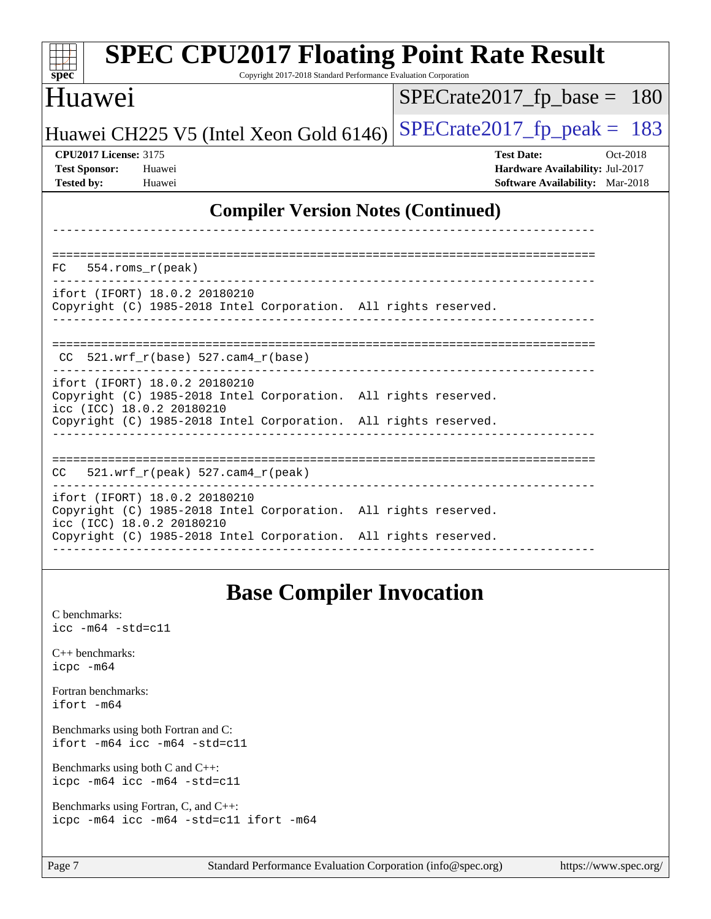## Compiler Version Notes (Continued)

```
------------------------------------------------------------------------------

==============================================================================
FC   554.roms_r(peak)
------------------------------------------------------------------------------
ifort (IFORT) 18.0.2 20180210
Copyright (C) 1985-2018 Intel Corporation.  All rights reserved.
------------------------------------------------------------------------------

==============================================================================
 CC  521.wrf_r(base) 527.cam4_r(base)
------------------------------------------------------------------------------
ifort (IFORT) 18.0.2 20180210
Copyright (C) 1985-2018 Intel Corporation.  All rights reserved.
icc (ICC) 18.0.2 20180210
Copyright (C) 1985-2018 Intel Corporation.  All rights reserved.
------------------------------------------------------------------------------

==============================================================================
CC   521.wrf_r(peak) 527.cam4_r(peak)
------------------------------------------------------------------------------
ifort (IFORT) 18.0.2 20180210
Copyright (C) 1985-2018 Intel Corporation.  All rights reserved.
icc (ICC) 18.0.2 20180210
Copyright (C) 1985-2018 Intel Corporation.  All rights reserved.
------------------------------------------------------------------------------
```

## Base Compiler Invocation

C benchmarks:
`icc -m64 -std=c11`

C++ benchmarks:
`icpc -m64`

Fortran benchmarks:
`ifort -m64`

Benchmarks using both Fortran and C:
`ifort -m64 icc -m64 -std=c11`

Benchmarks using both C and C++:
`icpc -m64 icc -m64 -std=c11`

Benchmarks using Fortran, C, and C++:
`icpc -m64 icc -m64 -std=c11 ifort -m64`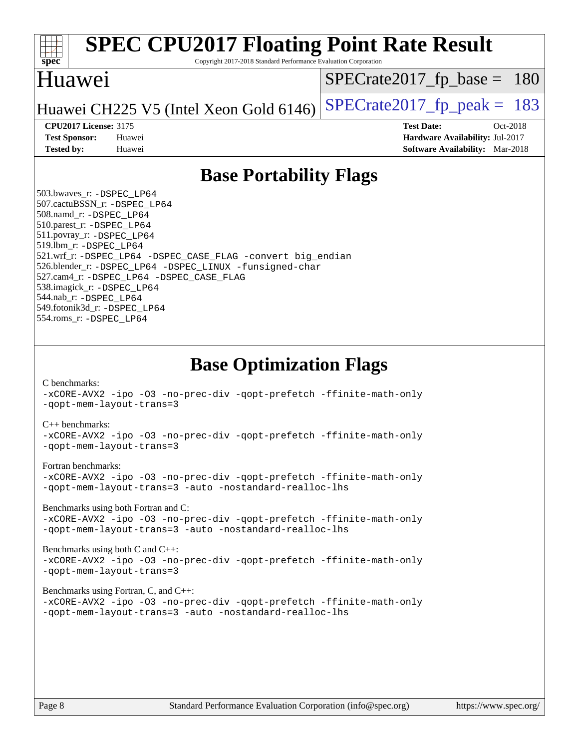# SPEC CPU2017 Floating Point Rate Result

Copyright 2017-2018 Standard Performance Evaluation Corporation

## Huawei

Huawei CH225 V5 (Intel Xeon Gold 6146)

SPECrate2017_fp_base = 180

SPECrate2017_fp_peak = 183

**CPU2017 License:** 3175
**Test Sponsor:** Huawei
**Tested by:** Huawei

**Test Date:** Oct-2018
**Hardware Availability:** Jul-2017
**Software Availability:** Mar-2018

## Base Portability Flags

503.bwaves_r: -DSPEC_LP64
507.cactuBSSN_r: -DSPEC_LP64
508.namd_r: -DSPEC_LP64
510.parest_r: -DSPEC_LP64
511.povray_r: -DSPEC_LP64
519.lbm_r: -DSPEC_LP64
521.wrf_r: -DSPEC_LP64 -DSPEC_CASE_FLAG -convert big_endian
526.blender_r: -DSPEC_LP64 -DSPEC_LINUX -funsigned-char
527.cam4_r: -DSPEC_LP64 -DSPEC_CASE_FLAG
538.imagick_r: -DSPEC_LP64
544.nab_r: -DSPEC_LP64
549.fotonik3d_r: -DSPEC_LP64
554.roms_r: -DSPEC_LP64

## Base Optimization Flags

C benchmarks:
-xCORE-AVX2 -ipo -O3 -no-prec-div -qopt-prefetch -ffinite-math-only
-qopt-mem-layout-trans=3

C++ benchmarks:
-xCORE-AVX2 -ipo -O3 -no-prec-div -qopt-prefetch -ffinite-math-only
-qopt-mem-layout-trans=3

Fortran benchmarks:
-xCORE-AVX2 -ipo -O3 -no-prec-div -qopt-prefetch -ffinite-math-only
-qopt-mem-layout-trans=3 -auto -nostandard-realloc-lhs

Benchmarks using both Fortran and C:
-xCORE-AVX2 -ipo -O3 -no-prec-div -qopt-prefetch -ffinite-math-only
-qopt-mem-layout-trans=3 -auto -nostandard-realloc-lhs

Benchmarks using both C and C++:
-xCORE-AVX2 -ipo -O3 -no-prec-div -qopt-prefetch -ffinite-math-only
-qopt-mem-layout-trans=3

Benchmarks using Fortran, C, and C++:
-xCORE-AVX2 -ipo -O3 -no-prec-div -qopt-prefetch -ffinite-math-only
-qopt-mem-layout-trans=3 -auto -nostandard-realloc-lhs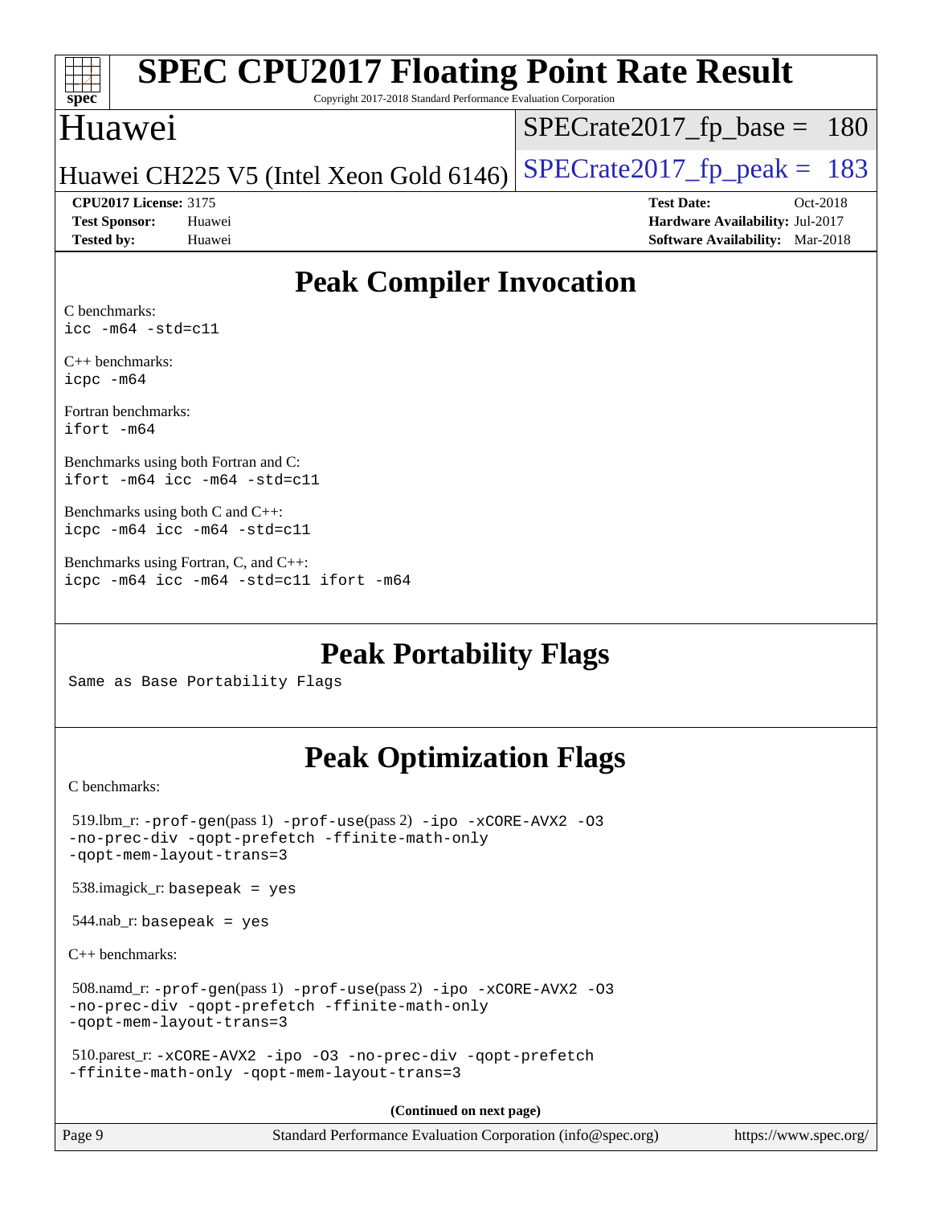# Peak Compiler Invocation

C benchmarks:
`icc -m64 -std=c11`

C++ benchmarks:
`icpc -m64`

Fortran benchmarks:
`ifort -m64`

Benchmarks using both Fortran and C:
`ifort -m64 icc -m64 -std=c11`

Benchmarks using both C and C++:
`icpc -m64 icc -m64 -std=c11`

Benchmarks using Fortran, C, and C++:
`icpc -m64 icc -m64 -std=c11 ifort -m64`

# Peak Portability Flags

Same as Base Portability Flags

# Peak Optimization Flags

C benchmarks:

519.lbm_r: `-prof-gen`(pass 1) `-prof-use`(pass 2) `-ipo -xCORE-AVX2 -O3 -no-prec-div -qopt-prefetch -ffinite-math-only -qopt-mem-layout-trans=3`

538.imagick_r: `basepeak = yes`

544.nab_r: `basepeak = yes`

C++ benchmarks:

508.namd_r: `-prof-gen`(pass 1) `-prof-use`(pass 2) `-ipo -xCORE-AVX2 -O3 -no-prec-div -qopt-prefetch -ffinite-math-only -qopt-mem-layout-trans=3`

510.parest_r: `-xCORE-AVX2 -ipo -O3 -no-prec-div -qopt-prefetch -ffinite-math-only -qopt-mem-layout-trans=3`

**(Continued on next page)**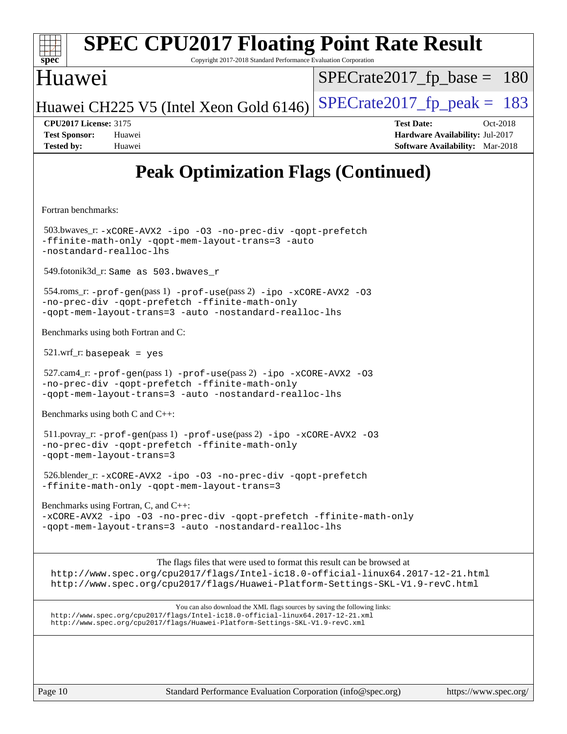# SPEC CPU2017 Floating Point Rate Result

Copyright 2017-2018 Standard Performance Evaluation Corporation

## Huawei

Huawei CH225 V5 (Intel Xeon Gold 6146)

SPECrate2017_fp_base = 180

SPECrate2017_fp_peak = 183

**CPU2017 License:** 3175
**Test Sponsor:** Huawei
**Tested by:** Huawei

**Test Date:** Oct-2018
**Hardware Availability:** Jul-2017
**Software Availability:** Mar-2018

## Peak Optimization Flags (Continued)

Fortran benchmarks:

503.bwaves_r: `-xCORE-AVX2 -ipo -O3 -no-prec-div -qopt-prefetch -ffinite-math-only -qopt-mem-layout-trans=3 -auto -nostandard-realloc-lhs`

549.fotonik3d_r: `Same as 503.bwaves_r`

554.roms_r: `-prof-gen`(pass 1) `-prof-use`(pass 2) `-ipo -xCORE-AVX2 -O3 -no-prec-div -qopt-prefetch -ffinite-math-only -qopt-mem-layout-trans=3 -auto -nostandard-realloc-lhs`

Benchmarks using both Fortran and C:

521.wrf_r: `basepeak = yes`

527.cam4_r: `-prof-gen`(pass 1) `-prof-use`(pass 2) `-ipo -xCORE-AVX2 -O3 -no-prec-div -qopt-prefetch -ffinite-math-only -qopt-mem-layout-trans=3 -auto -nostandard-realloc-lhs`

Benchmarks using both C and C++:

511.povray_r: `-prof-gen`(pass 1) `-prof-use`(pass 2) `-ipo -xCORE-AVX2 -O3 -no-prec-div -qopt-prefetch -ffinite-math-only -qopt-mem-layout-trans=3`

526.blender_r: `-xCORE-AVX2 -ipo -O3 -no-prec-div -qopt-prefetch -ffinite-math-only -qopt-mem-layout-trans=3`

Benchmarks using Fortran, C, and C++:
`-xCORE-AVX2 -ipo -O3 -no-prec-div -qopt-prefetch -ffinite-math-only -qopt-mem-layout-trans=3 -auto -nostandard-realloc-lhs`

The flags files that were used to format this result can be browsed at
http://www.spec.org/cpu2017/flags/Intel-ic18.0-official-linux64.2017-12-21.html
http://www.spec.org/cpu2017/flags/Huawei-Platform-Settings-SKL-V1.9-revC.html

You can also download the XML flags sources by saving the following links:
http://www.spec.org/cpu2017/flags/Intel-ic18.0-official-linux64.2017-12-21.xml
http://www.spec.org/cpu2017/flags/Huawei-Platform-Settings-SKL-V1.9-revC.xml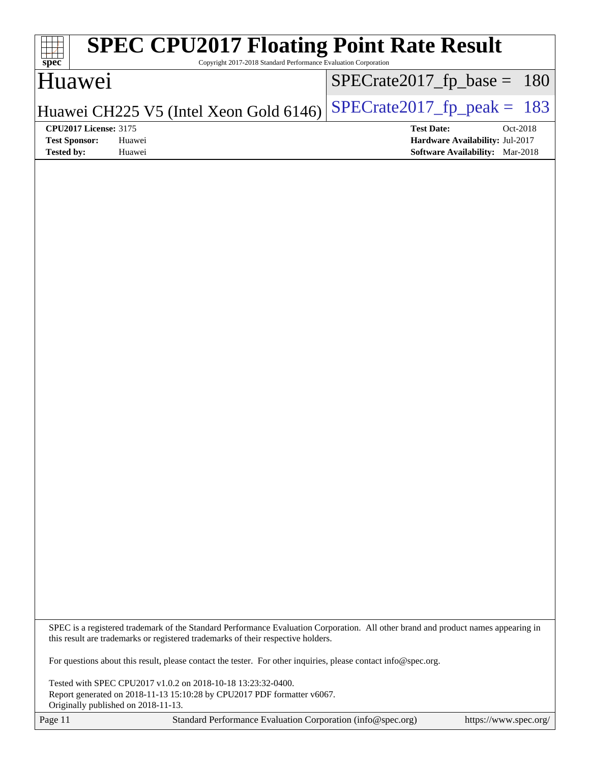SPEC is a registered trademark of the Standard Performance Evaluation Corporation. All other brand and product names appearing in this result are trademarks or registered trademarks of their respective holders.

For questions about this result, please contact the tester. For other inquiries, please contact info@spec.org.

Tested with SPEC CPU2017 v1.0.2 on 2018-10-18 13:23:32-0400.
Report generated on 2018-11-13 15:10:28 by CPU2017 PDF formatter v6067.
Originally published on 2018-11-13.